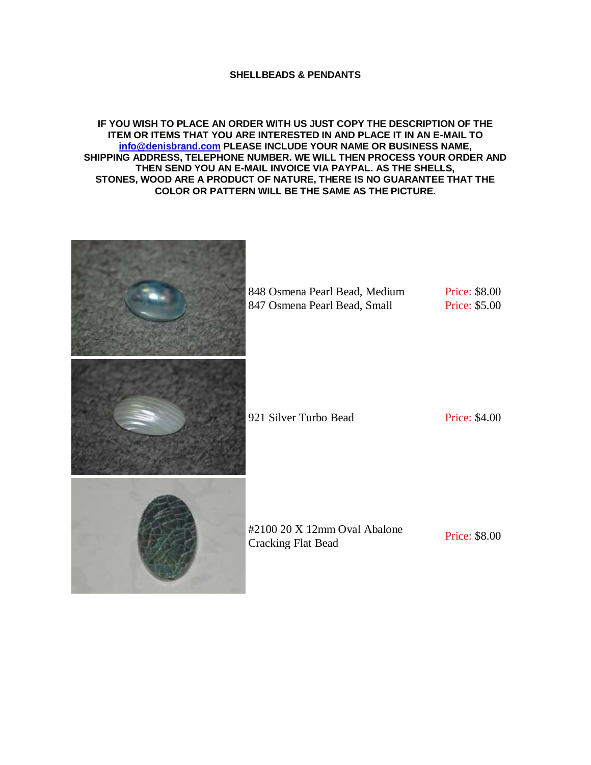**SHELLBEADS & PENDANTS**

**IF YOU WISH TO PLACE AN ORDER WITH US JUST COPY THE DESCRIPTION OF THE ITEM OR ITEMS THAT YOU ARE INTERESTED IN AND PLACE IT IN AN E-MAIL TO [info@denisbrand.com](mailto:info@denisbrand.com) PLEASE INCLUDE YOUR NAME OR BUSINESS NAME, SHIPPING ADDRESS, TELEPHONE NUMBER. WE WILL THEN PROCESS YOUR ORDER AND THEN SEND YOU AN E-MAIL INVOICE VIA PAYPAL. AS THE SHELLS, STONES, WOOD ARE A PRODUCT OF NATURE, THERE IS NO GUARANTEE THAT THE COLOR OR PATTERN WILL BE THE SAME AS THE PICTURE.**

| Item | Price |
| --- | --- |
| 848 Osmena Pearl Bead, Medium | Price: $8.00 |
| 847 Osmena Pearl Bead, Small | Price: $5.00 |
| 921 Silver Turbo Bead | Price: $4.00 |
| #2100 20 X 12mm Oval Abalone Cracking Flat Bead | Price: $8.00 |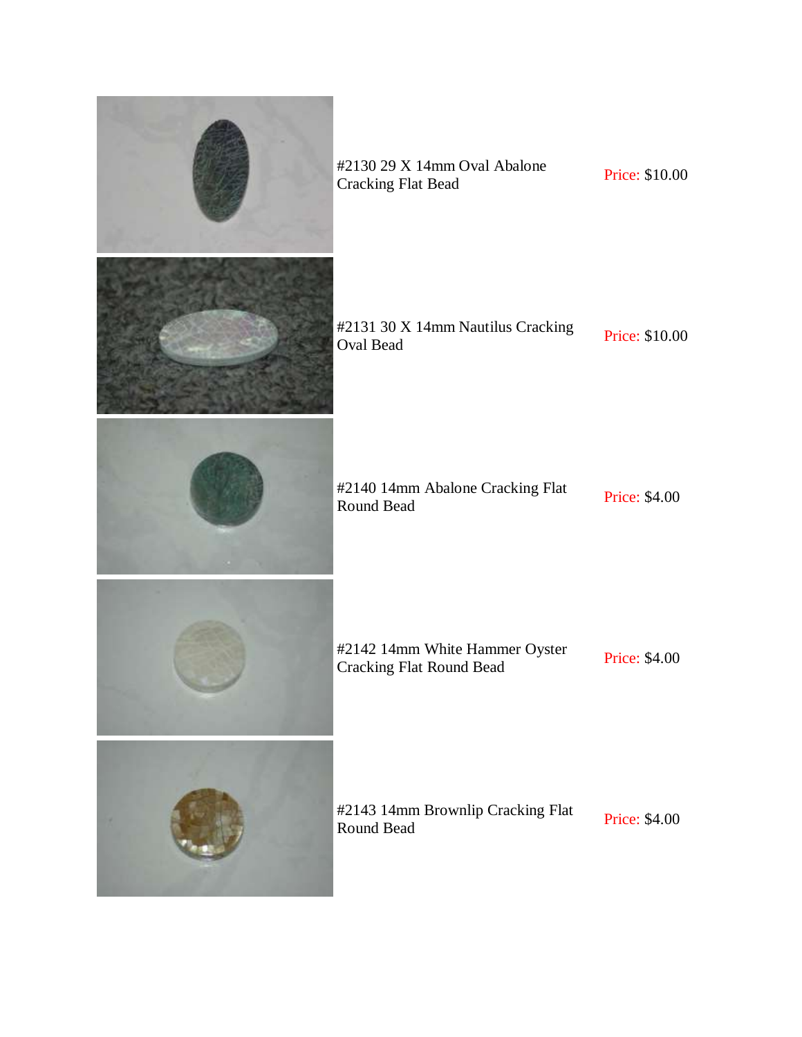| Item | Price |
| --- | --- |
| #2130 29 X 14mm Oval Abalone Cracking Flat Bead | Price: $10.00 |
| #2131 30 X 14mm Nautilus Cracking Oval Bead | Price: $10.00 |
| #2140 14mm Abalone Cracking Flat Round Bead | Price: $4.00 |
| #2142 14mm White Hammer Oyster Cracking Flat Round Bead | Price: $4.00 |
| #2143 14mm Brownlip Cracking Flat Round Bead | Price: $4.00 |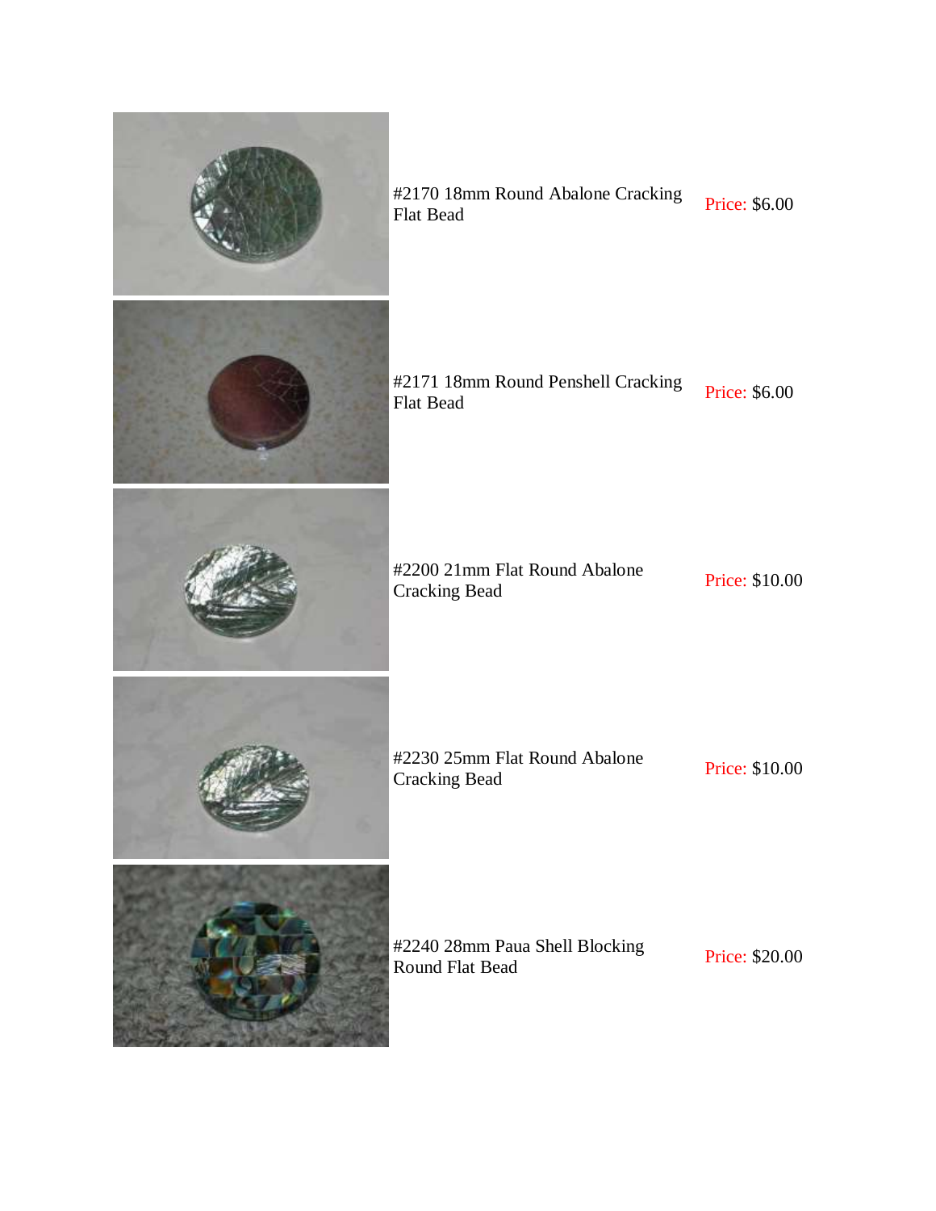| | | |
|---|---|---|
| | #2170 18mm Round Abalone Cracking Flat Bead | Price: $6.00 |
| | #2171 18mm Round Penshell Cracking Flat Bead | Price: $6.00 |
| | #2200 21mm Flat Round Abalone Cracking Bead | Price: $10.00 |
| | #2230 25mm Flat Round Abalone Cracking Bead | Price: $10.00 |
| | #2240 28mm Paua Shell Blocking Round Flat Bead | Price: $20.00 |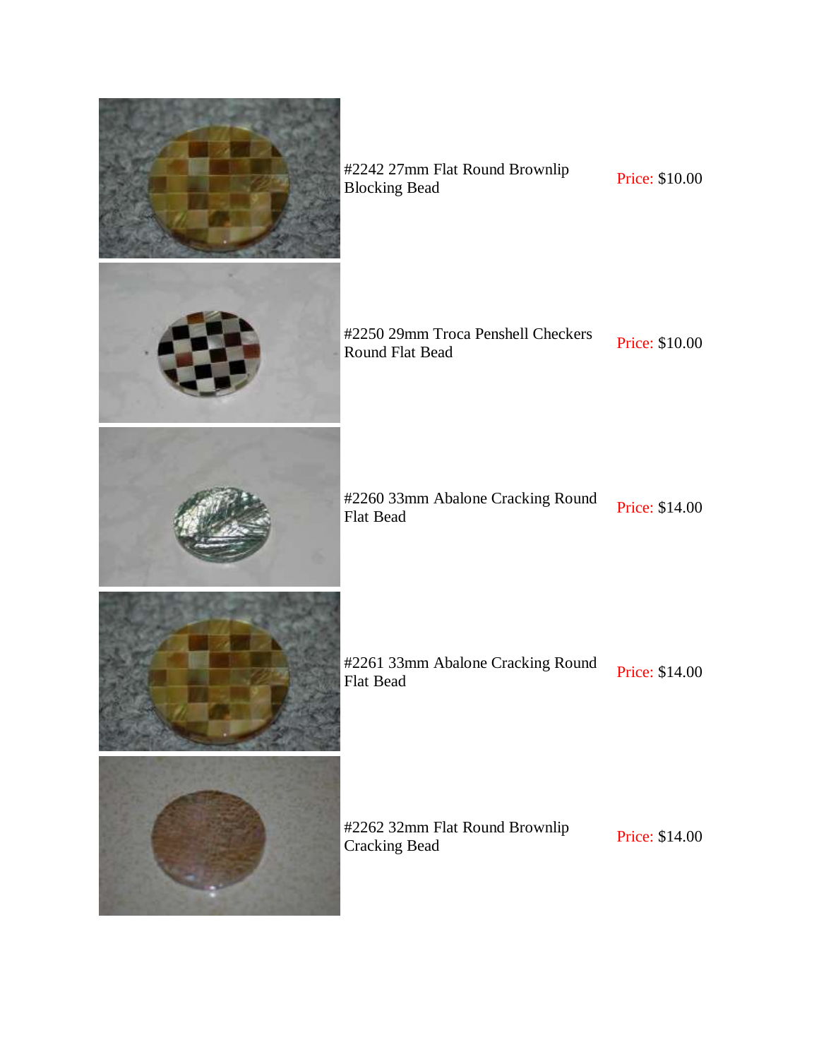| | | |
|---|---|---|
| | #2242 27mm Flat Round Brownlip Blocking Bead | Price: $10.00 |
| | #2250 29mm Troca Penshell Checkers Round Flat Bead | Price: $10.00 |
| | #2260 33mm Abalone Cracking Round Flat Bead | Price: $14.00 |
| | #2261 33mm Abalone Cracking Round Flat Bead | Price: $14.00 |
| | #2262 32mm Flat Round Brownlip Cracking Bead | Price: $14.00 |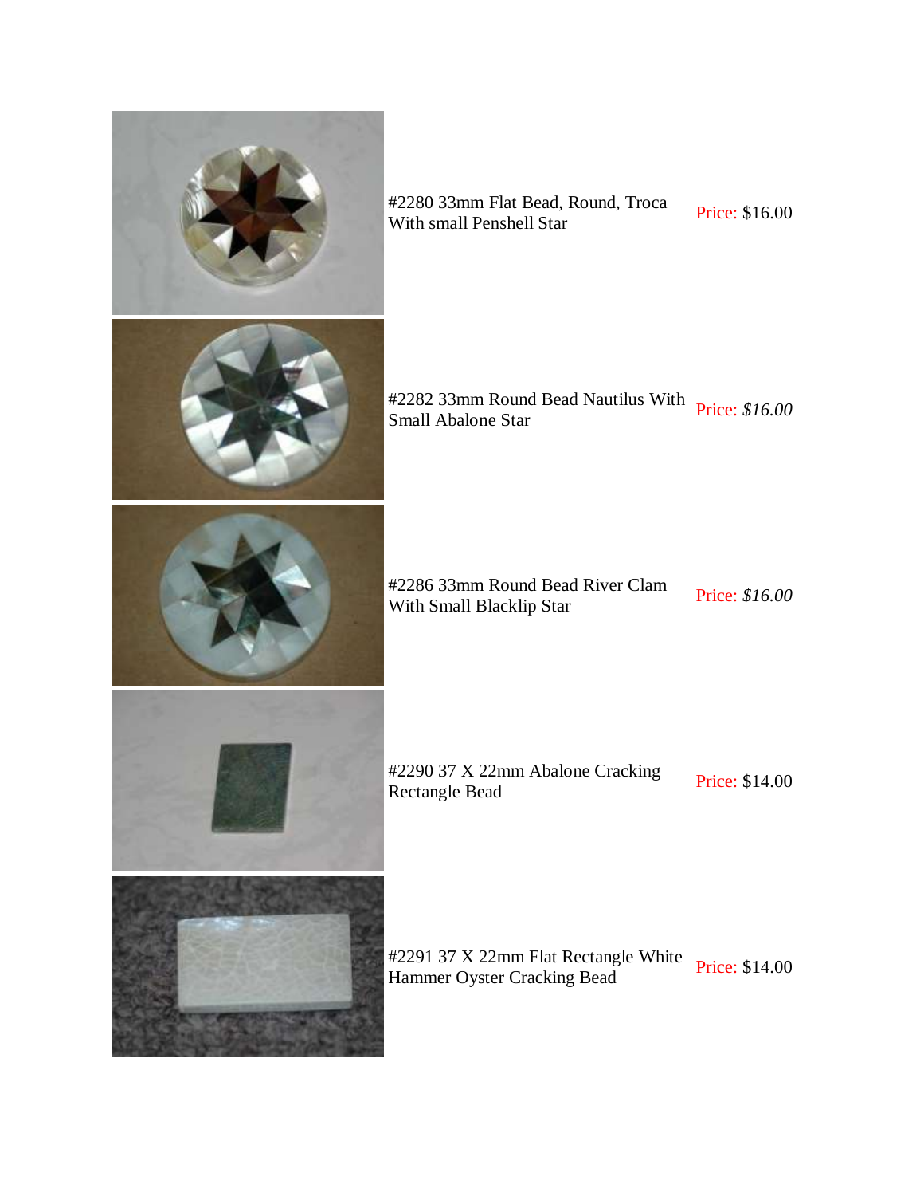| Item | Price |
| --- | --- |
| #2280 33mm Flat Bead, Round, Troca With small Penshell Star | Price: $16.00 |
| #2282 33mm Round Bead Nautilus With Small Abalone Star | Price: *$16.00* |
| #2286 33mm Round Bead River Clam With Small Blacklip Star | Price: *$16.00* |
| #2290 37 X 22mm Abalone Cracking Rectangle Bead | Price: $14.00 |
| #2291 37 X 22mm Flat Rectangle White Hammer Oyster Cracking Bead | Price: $14.00 |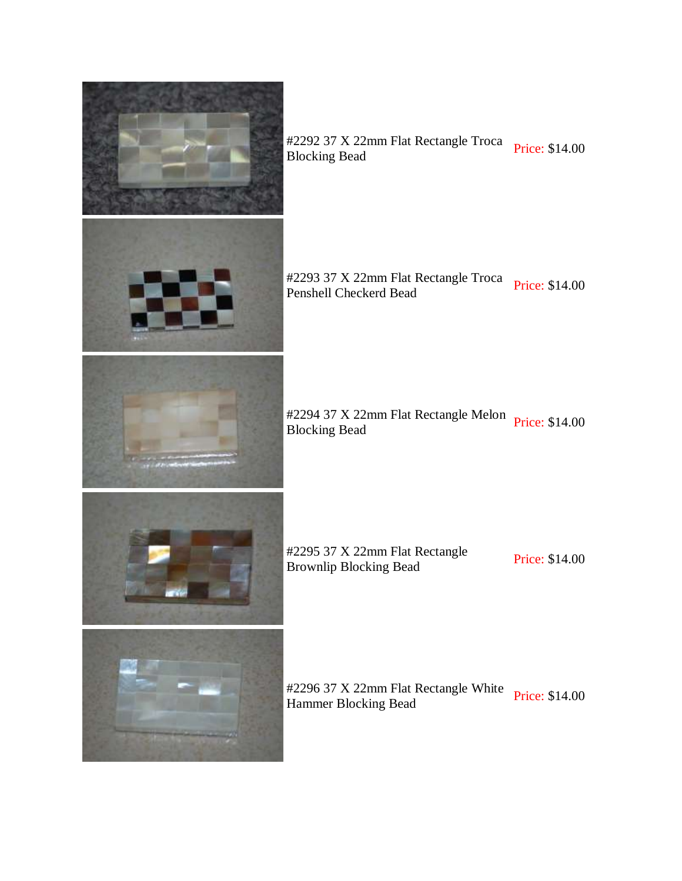#2292 37 X 22mm Flat Rectangle Troca Blocking Bead Price: $14.00

#2293 37 X 22mm Flat Rectangle Troca Penshell Checkerd Bead Price: $14.00

#2294 37 X 22mm Flat Rectangle Melon Blocking Bead Price: $14.00

#2295 37 X 22mm Flat Rectangle Brownlip Blocking Bead Price: $14.00

#2296 37 X 22mm Flat Rectangle White Hammer Blocking Bead Price: $14.00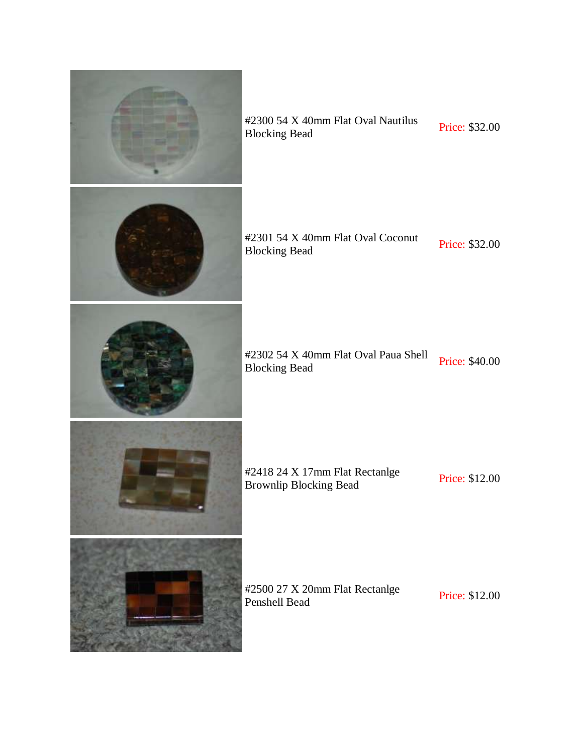| | | |
|---|---|---|
| | #2300 54 X 40mm Flat Oval Nautilus Blocking Bead | Price: $32.00 |
| | #2301 54 X 40mm Flat Oval Coconut Blocking Bead | Price: $32.00 |
| | #2302 54 X 40mm Flat Oval Paua Shell Blocking Bead | Price: $40.00 |
| | #2418 24 X 17mm Flat Rectanlge Brownlip Blocking Bead | Price: $12.00 |
| | #2500 27 X 20mm Flat Rectanlge Penshell Bead | Price: $12.00 |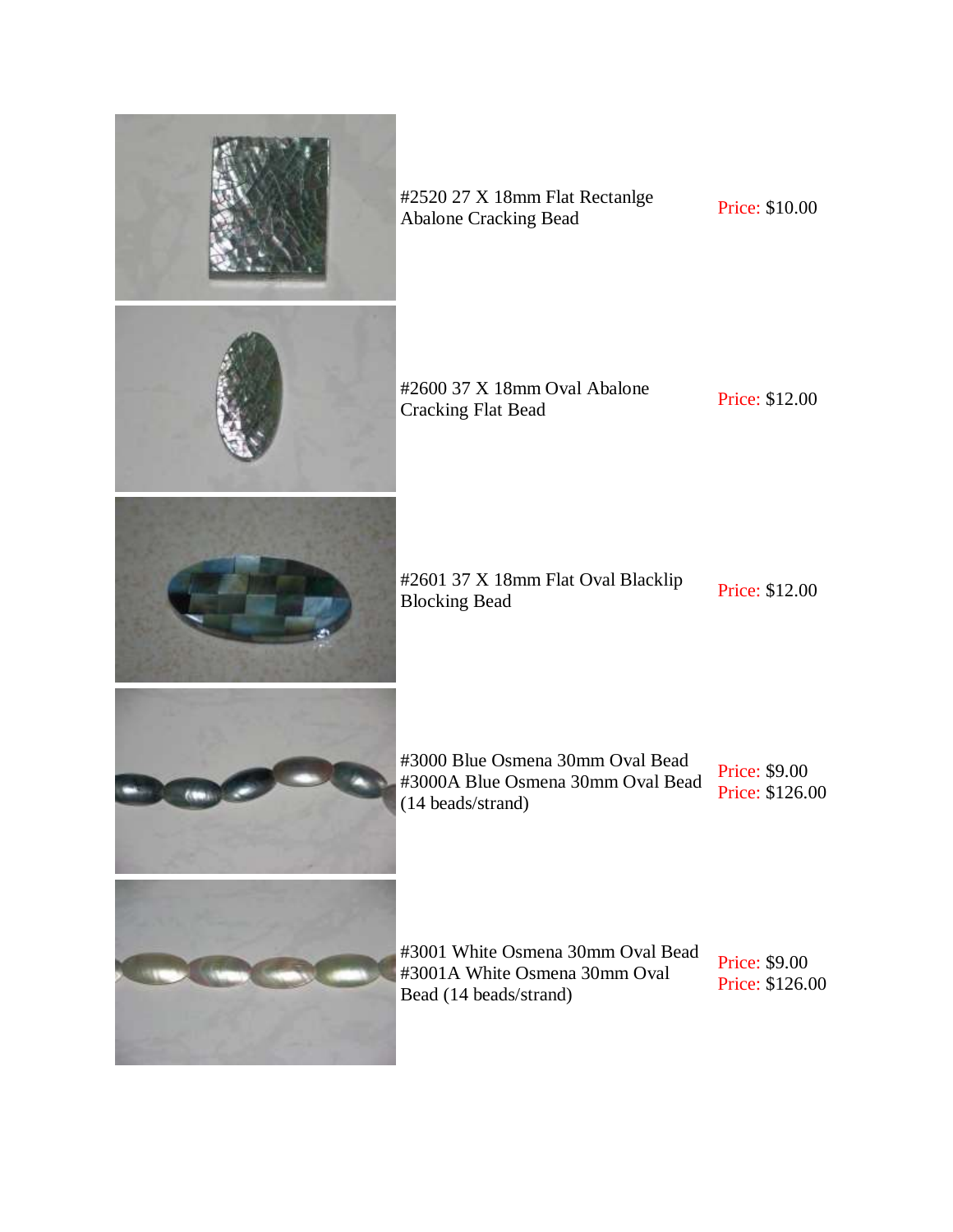| Item | Price |
| --- | --- |
| #2520 27 X 18mm Flat Rectanlge Abalone Cracking Bead | Price: $10.00 |
| #2600 37 X 18mm Oval Abalone Cracking Flat Bead | Price: $12.00 |
| #2601 37 X 18mm Flat Oval Blacklip Blocking Bead | Price: $12.00 |
| #3000 Blue Osmena 30mm Oval Bead<br>#3000A Blue Osmena 30mm Oval Bead (14 beads/strand) | Price: $9.00<br>Price: $126.00 |
| #3001 White Osmena 30mm Oval Bead<br>#3001A White Osmena 30mm Oval Bead (14 beads/strand) | Price: $9.00<br>Price: $126.00 |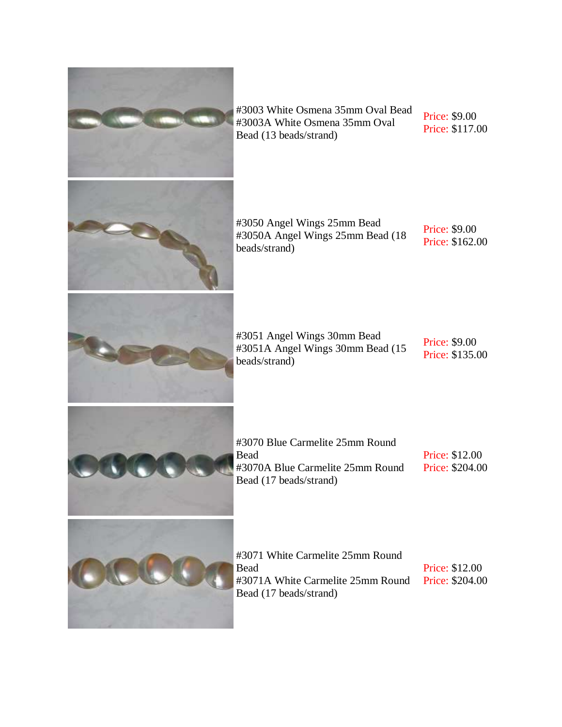| Product | Price |
| --- | --- |
| #3003 White Osmena 35mm Oval Bead<br>#3003A White Osmena 35mm Oval Bead (13 beads/strand) | Price: $9.00<br>Price: $117.00 |
| #3050 Angel Wings 25mm Bead<br>#3050A Angel Wings 25mm Bead (18 beads/strand) | Price: $9.00<br>Price: $162.00 |
| #3051 Angel Wings 30mm Bead<br>#3051A Angel Wings 30mm Bead (15 beads/strand) | Price: $9.00<br>Price: $135.00 |
| #3070 Blue Carmelite 25mm Round Bead<br>#3070A Blue Carmelite 25mm Round Bead (17 beads/strand) | Price: $12.00<br>Price: $204.00 |
| #3071 White Carmelite 25mm Round Bead<br>#3071A White Carmelite 25mm Round Bead (17 beads/strand) | Price: $12.00<br>Price: $204.00 |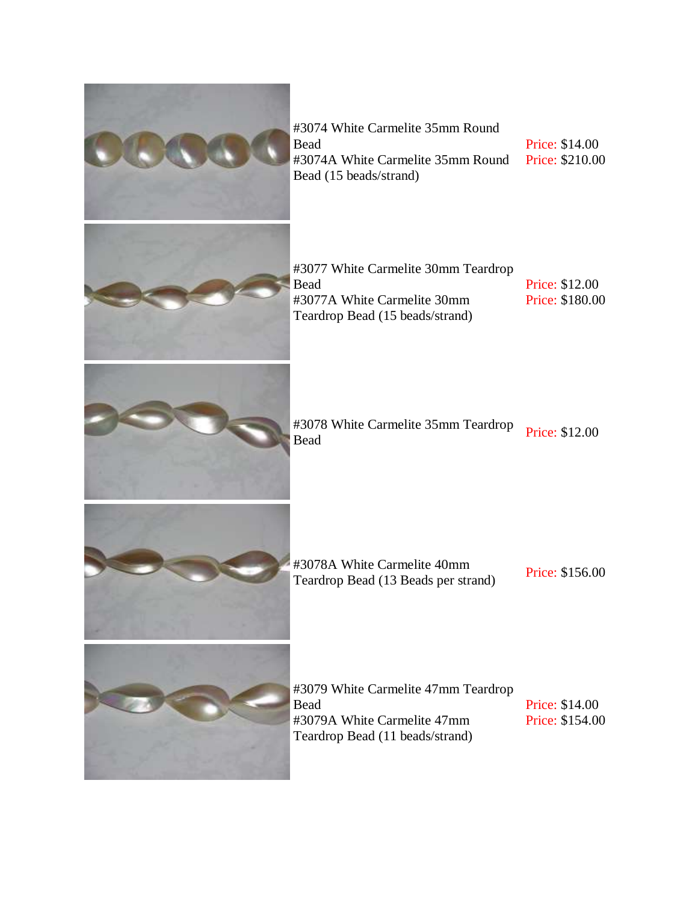| Item | Price |
|---|---|
| #3074 White Carmelite 35mm Round Bead | Price: $14.00 |
| #3074A White Carmelite 35mm Round Bead (15 beads/strand) | Price: $210.00 |
| #3077 White Carmelite 30mm Teardrop Bead | Price: $12.00 |
| #3077A White Carmelite 30mm Teardrop Bead (15 beads/strand) | Price: $180.00 |
| #3078 White Carmelite 35mm Teardrop Bead | Price: $12.00 |
| #3078A White Carmelite 40mm Teardrop Bead (13 Beads per strand) | Price: $156.00 |
| #3079 White Carmelite 47mm Teardrop Bead | Price: $14.00 |
| #3079A White Carmelite 47mm Teardrop Bead (11 beads/strand) | Price: $154.00 |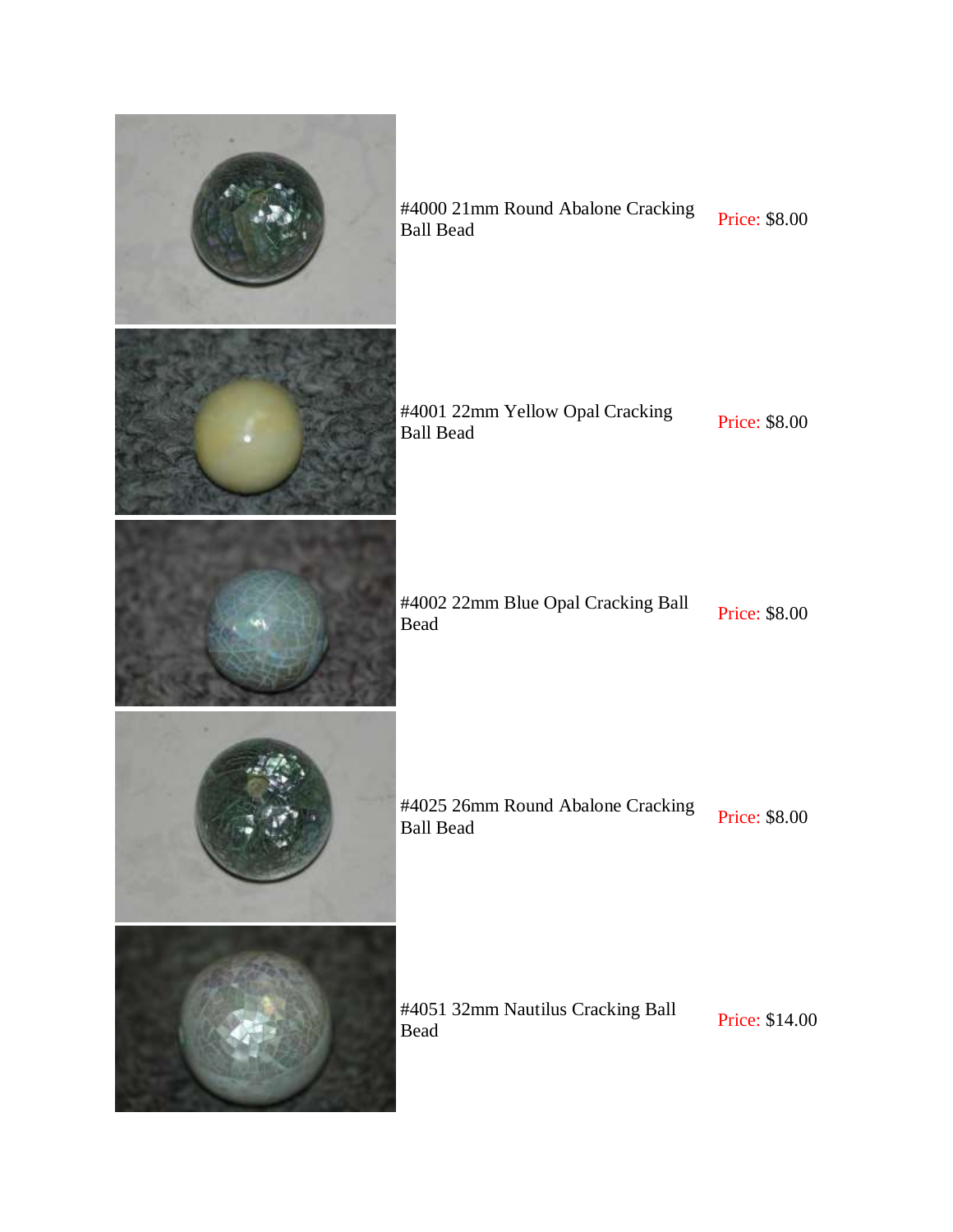| | | |
|---|---|---|
| | #4000 21mm Round Abalone Cracking Ball Bead | Price: $8.00 |
| | #4001 22mm Yellow Opal Cracking Ball Bead | Price: $8.00 |
| | #4002 22mm Blue Opal Cracking Ball Bead | Price: $8.00 |
| | #4025 26mm Round Abalone Cracking Ball Bead | Price: $8.00 |
| | #4051 32mm Nautilus Cracking Ball Bead | Price: $14.00 |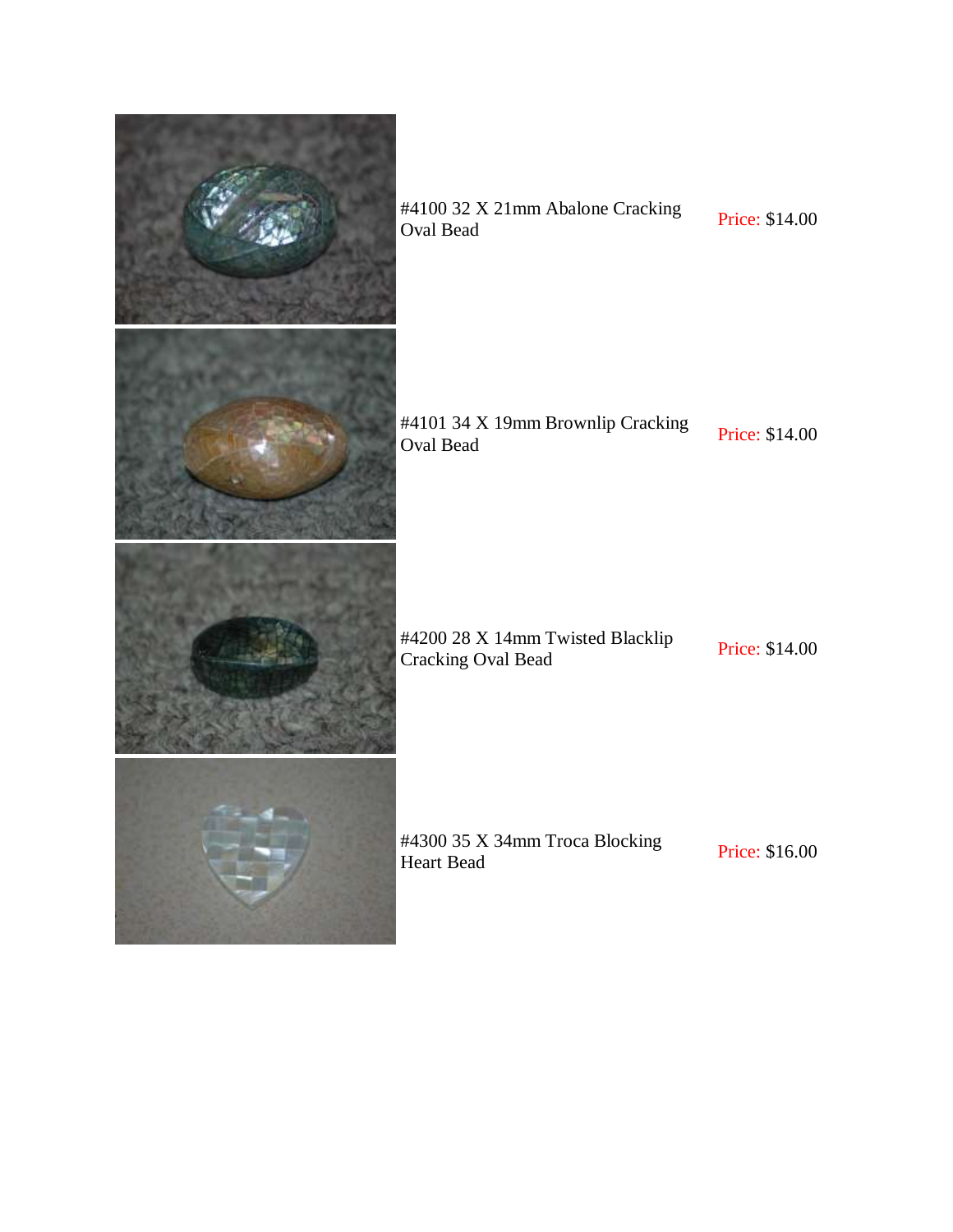| | | |
|---|---|---|
| | #4100 32 X 21mm Abalone Cracking Oval Bead | Price: $14.00 |
| | #4101 34 X 19mm Brownlip Cracking Oval Bead | Price: $14.00 |
| | #4200 28 X 14mm Twisted Blacklip Cracking Oval Bead | Price: $14.00 |
| | #4300 35 X 34mm Troca Blocking Heart Bead | Price: $16.00 |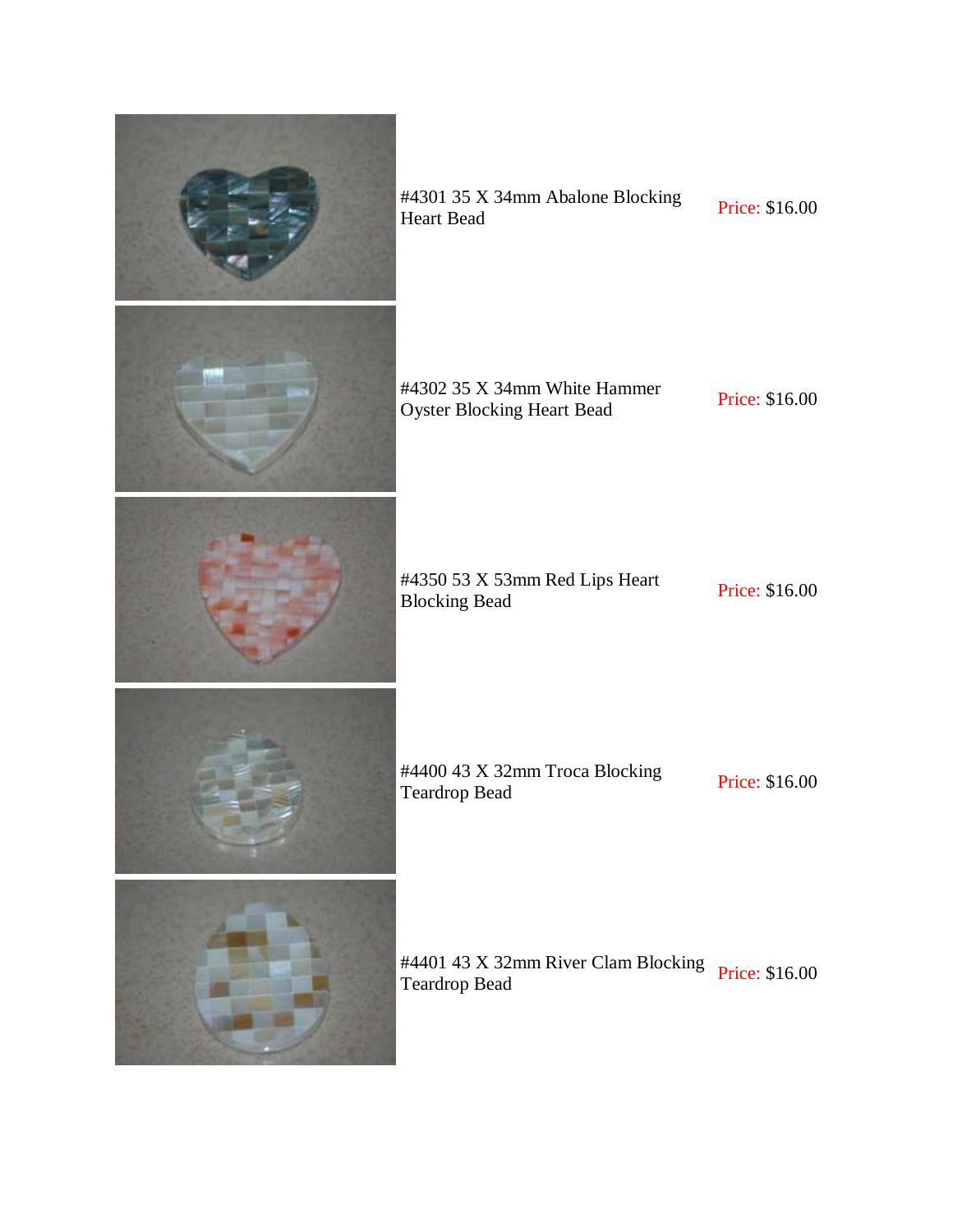| | | |
|---|---|---|
| | #4301 35 X 34mm Abalone Blocking Heart Bead | Price: $16.00 |
| | #4302 35 X 34mm White Hammer Oyster Blocking Heart Bead | Price: $16.00 |
| | #4350 53 X 53mm Red Lips Heart Blocking Bead | Price: $16.00 |
| | #4400 43 X 32mm Troca Blocking Teardrop Bead | Price: $16.00 |
| | #4401 43 X 32mm River Clam Blocking Teardrop Bead | Price: $16.00 |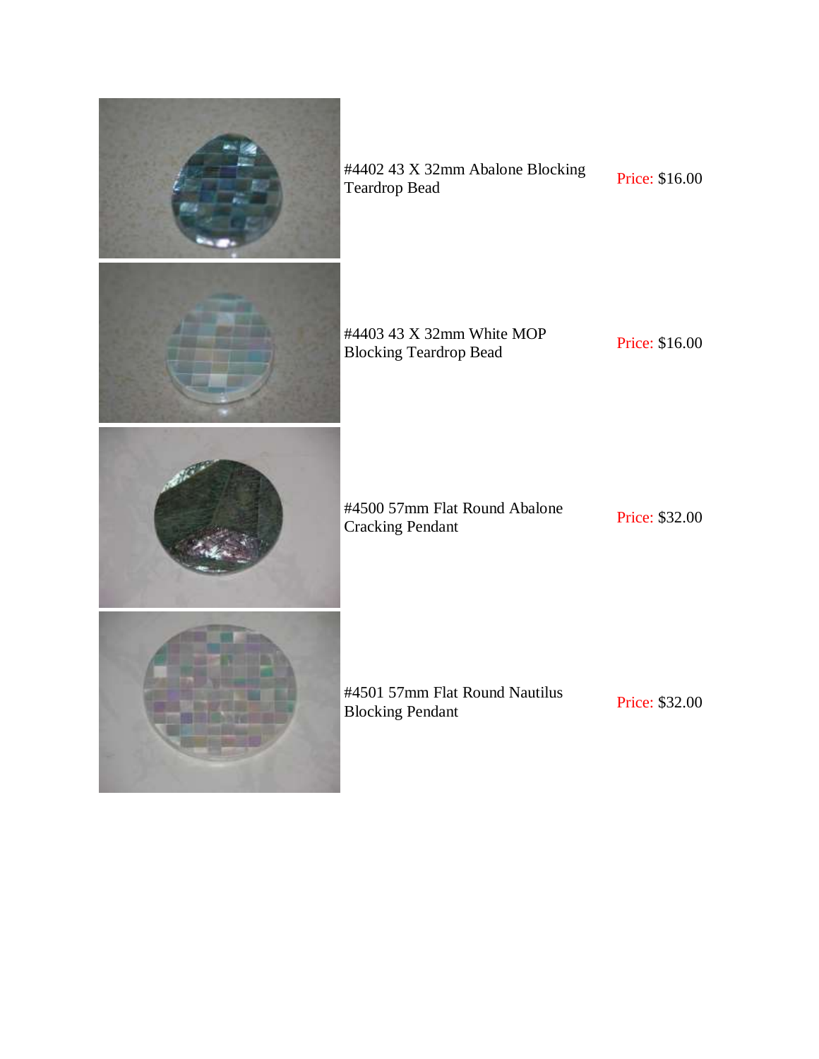| Item | Price |
| --- | --- |
| #4402 43 X 32mm Abalone Blocking Teardrop Bead | Price: $16.00 |
| #4403 43 X 32mm White MOP Blocking Teardrop Bead | Price: $16.00 |
| #4500 57mm Flat Round Abalone Cracking Pendant | Price: $32.00 |
| #4501 57mm Flat Round Nautilus Blocking Pendant | Price: $32.00 |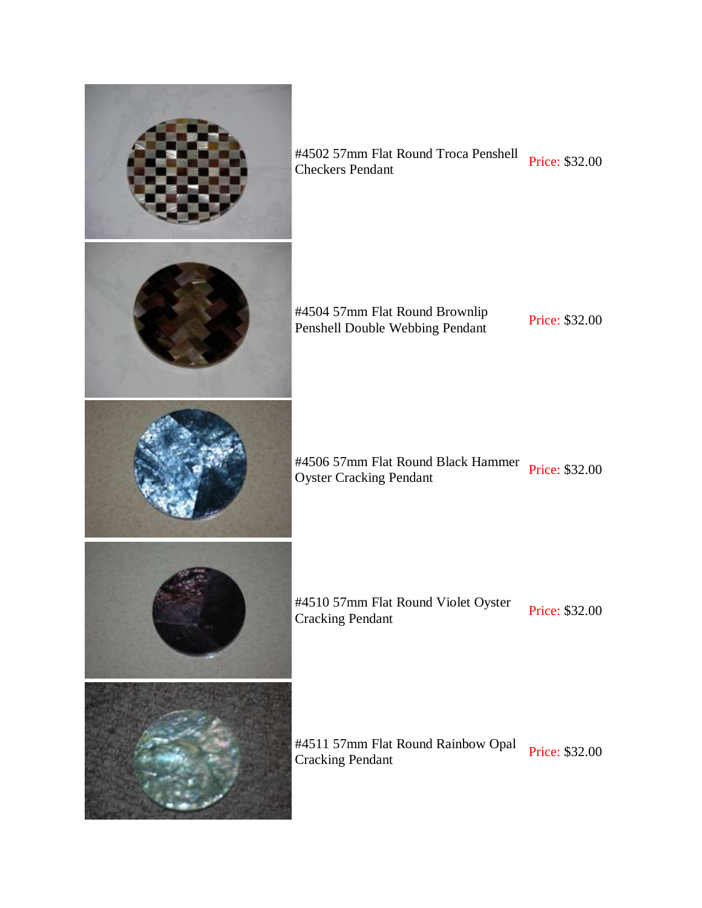| | | |
|---|---|---|
| | #4502 57mm Flat Round Troca Penshell Checkers Pendant | Price: $32.00 |
| | #4504 57mm Flat Round Brownlip Penshell Double Webbing Pendant | Price: $32.00 |
| | #4506 57mm Flat Round Black Hammer Oyster Cracking Pendant | Price: $32.00 |
| | #4510 57mm Flat Round Violet Oyster Cracking Pendant | Price: $32.00 |
| | #4511 57mm Flat Round Rainbow Opal Cracking Pendant | Price: $32.00 |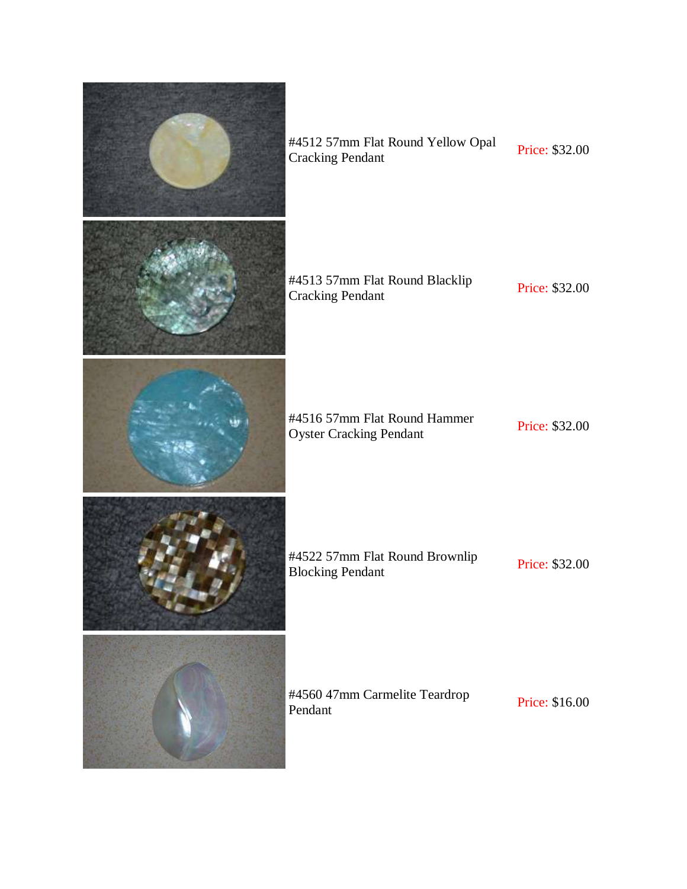| | | |
|---|---|---|
| | #4512 57mm Flat Round Yellow Opal Cracking Pendant | Price: $32.00 |
| | #4513 57mm Flat Round Blacklip Cracking Pendant | Price: $32.00 |
| | #4516 57mm Flat Round Hammer Oyster Cracking Pendant | Price: $32.00 |
| | #4522 57mm Flat Round Brownlip Blocking Pendant | Price: $32.00 |
| | #4560 47mm Carmelite Teardrop Pendant | Price: $16.00 |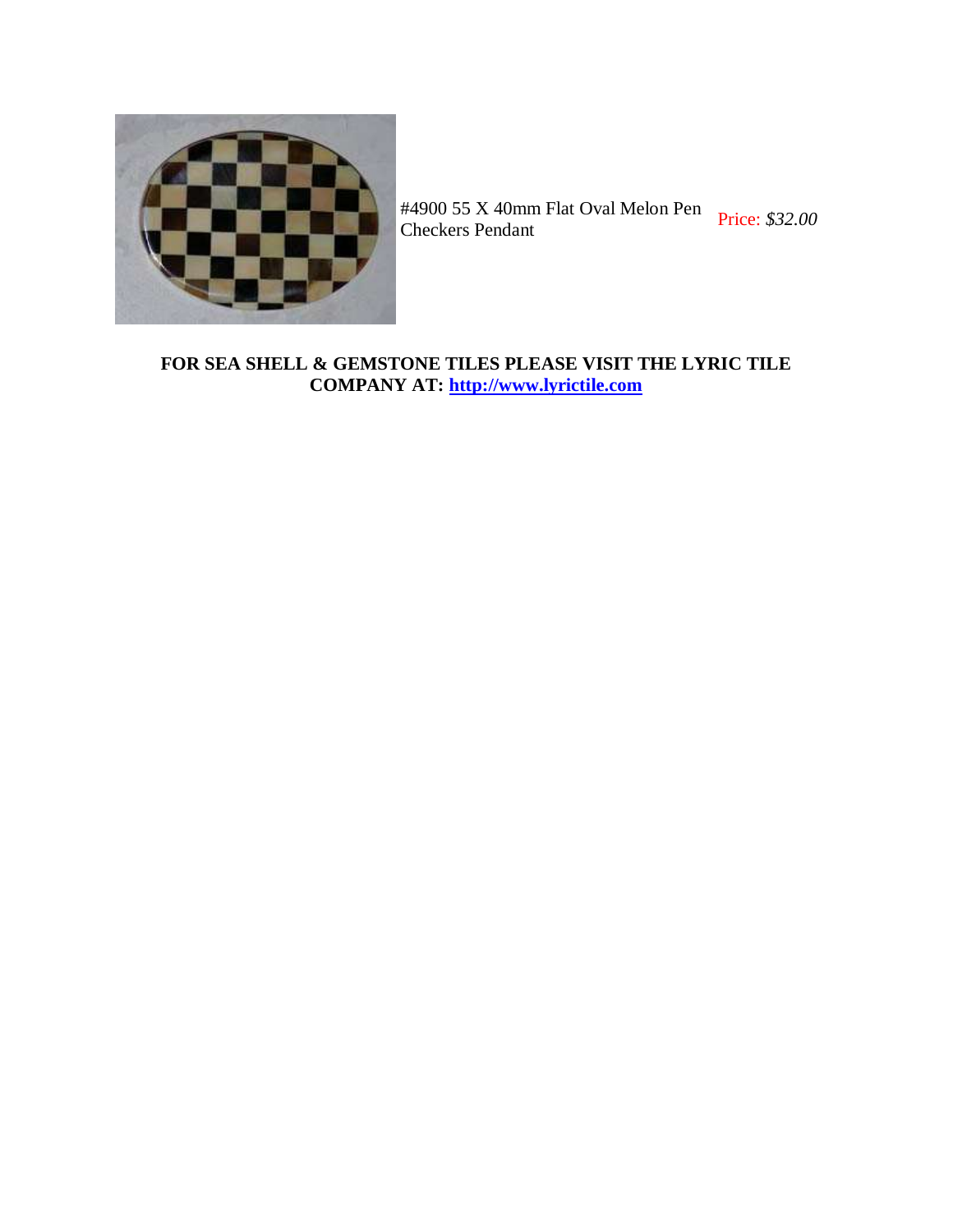#4900 55 X 40mm Flat Oval Melon Pen Checkers Pendant Price: *$32.00*

**FOR SEA SHELL & GEMSTONE TILES PLEASE VISIT THE LYRIC TILE COMPANY AT: [http://www.lyrictile.com](http://www.lyrictile.com)**